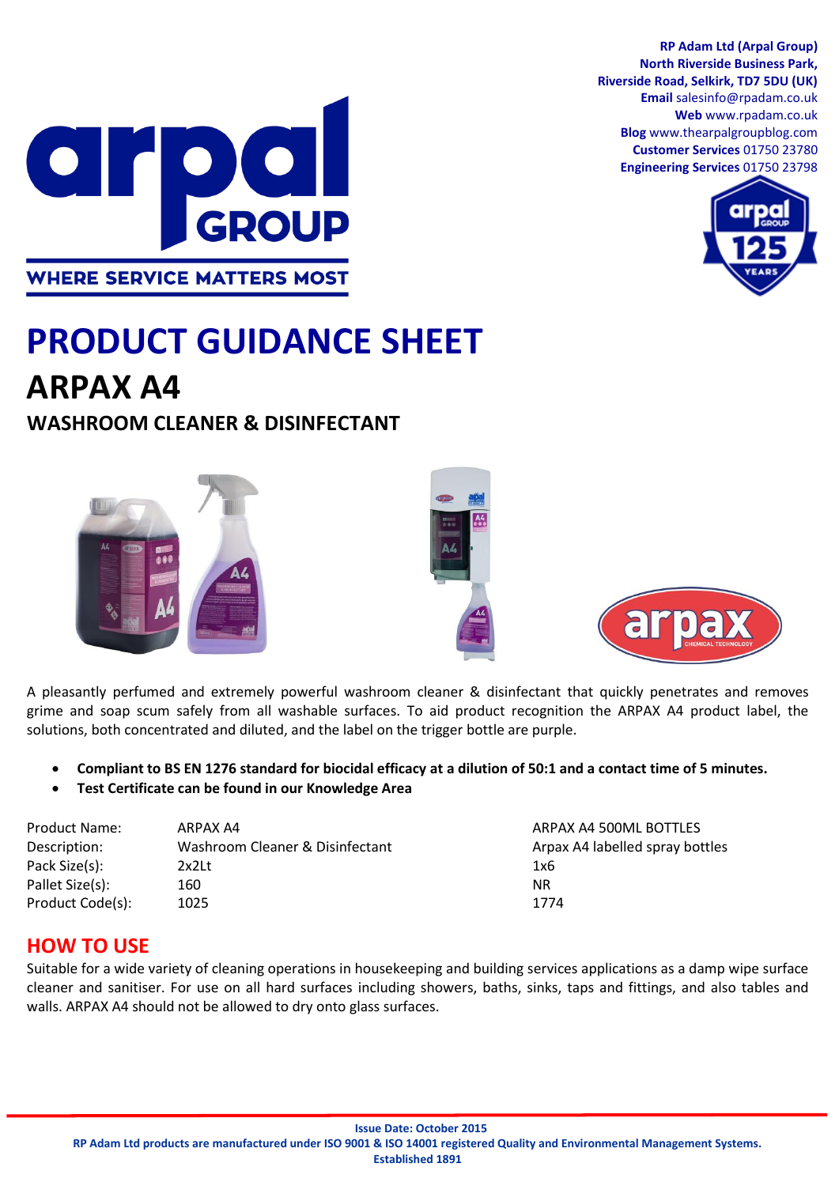**RP Adam Ltd (Arpal Group)**
**North Riverside Business Park,**
**Riverside Road, Selkirk, TD7 5DU (UK)**
**Email** salesinfo@rpadam.co.uk
**Web** www.rpadam.co.uk
**Blog** www.thearpalgroupblog.com
**Customer Services** 01750 23780
**Engineering Services** 01750 23798

arpal GROUP

WHERE SERVICE MATTERS MOST

# PRODUCT GUIDANCE SHEET

# ARPAX A4

## WASHROOM CLEANER & DISINFECTANT

A pleasantly perfumed and extremely powerful washroom cleaner & disinfectant that quickly penetrates and removes grime and soap scum safely from all washable surfaces. To aid product recognition the ARPAX A4 product label, the solutions, both concentrated and diluted, and the label on the trigger bottle are purple.

- **Compliant to BS EN 1276 standard for biocidal efficacy at a dilution of 50:1 and a contact time of 5 minutes.**
- **Test Certificate can be found in our Knowledge Area**

| | | |
|---|---|---|
| Product Name: | ARPAX A4 | ARPAX A4 500ML BOTTLES |
| Description: | Washroom Cleaner & Disinfectant | Arpax A4 labelled spray bottles |
| Pack Size(s): | 2x2Lt | 1x6 |
| Pallet Size(s): | 160 | NR |
| Product Code(s): | 1025 | 1774 |

## HOW TO USE

Suitable for a wide variety of cleaning operations in housekeeping and building services applications as a damp wipe surface cleaner and sanitiser. For use on all hard surfaces including showers, baths, sinks, taps and fittings, and also tables and walls. ARPAX A4 should not be allowed to dry onto glass surfaces.

**Issue Date: October 2015**
**RP Adam Ltd products are manufactured under ISO 9001 & ISO 14001 registered Quality and Environmental Management Systems.**
**Established 1891**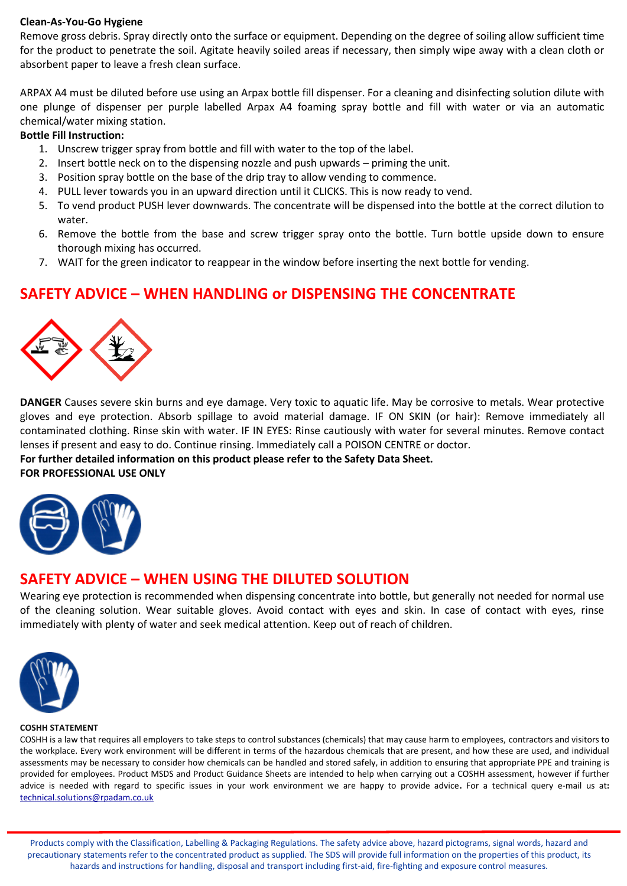**Clean-As-You-Go Hygiene**

Remove gross debris. Spray directly onto the surface or equipment. Depending on the degree of soiling allow sufficient time for the product to penetrate the soil. Agitate heavily soiled areas if necessary, then simply wipe away with a clean cloth or absorbent paper to leave a fresh clean surface.

ARPAX A4 must be diluted before use using an Arpax bottle fill dispenser. For a cleaning and disinfecting solution dilute with one plunge of dispenser per purple labelled Arpax A4 foaming spray bottle and fill with water or via an automatic chemical/water mixing station.

**Bottle Fill Instruction:**

1. Unscrew trigger spray from bottle and fill with water to the top of the label.
2. Insert bottle neck on to the dispensing nozzle and push upwards – priming the unit.
3. Position spray bottle on the base of the drip tray to allow vending to commence.
4. PULL lever towards you in an upward direction until it CLICKS. This is now ready to vend.
5. To vend product PUSH lever downwards. The concentrate will be dispensed into the bottle at the correct dilution to water.
6. Remove the bottle from the base and screw trigger spray onto the bottle. Turn bottle upside down to ensure thorough mixing has occurred.
7. WAIT for the green indicator to reappear in the window before inserting the next bottle for vending.

## SAFETY ADVICE – WHEN HANDLING or DISPENSING THE CONCENTRATE

**DANGER** Causes severe skin burns and eye damage. Very toxic to aquatic life. May be corrosive to metals. Wear protective gloves and eye protection. Absorb spillage to avoid material damage. IF ON SKIN (or hair): Remove immediately all contaminated clothing. Rinse skin with water. IF IN EYES: Rinse cautiously with water for several minutes. Remove contact lenses if present and easy to do. Continue rinsing. Immediately call a POISON CENTRE or doctor.

**For further detailed information on this product please refer to the Safety Data Sheet.**

**FOR PROFESSIONAL USE ONLY**

## SAFETY ADVICE – WHEN USING THE DILUTED SOLUTION

Wearing eye protection is recommended when dispensing concentrate into bottle, but generally not needed for normal use of the cleaning solution. Wear suitable gloves. Avoid contact with eyes and skin. In case of contact with eyes, rinse immediately with plenty of water and seek medical attention. Keep out of reach of children.

**COSHH STATEMENT**

COSHH is a law that requires all employers to take steps to control substances (chemicals) that may cause harm to employees, contractors and visitors to the workplace. Every work environment will be different in terms of the hazardous chemicals that are present, and how these are used, and individual assessments may be necessary to consider how chemicals can be handled and stored safely, in addition to ensuring that appropriate PPE and training is provided for employees. Product MSDS and Product Guidance Sheets are intended to help when carrying out a COSHH assessment, however if further advice is needed with regard to specific issues in your work environment we are happy to provide advice. For a technical query e-mail us at: technical.solutions@rpadam.co.uk

Products comply with the Classification, Labelling & Packaging Regulations. The safety advice above, hazard pictograms, signal words, hazard and precautionary statements refer to the concentrated product as supplied. The SDS will provide full information on the properties of this product, its hazards and instructions for handling, disposal and transport including first-aid, fire-fighting and exposure control measures.